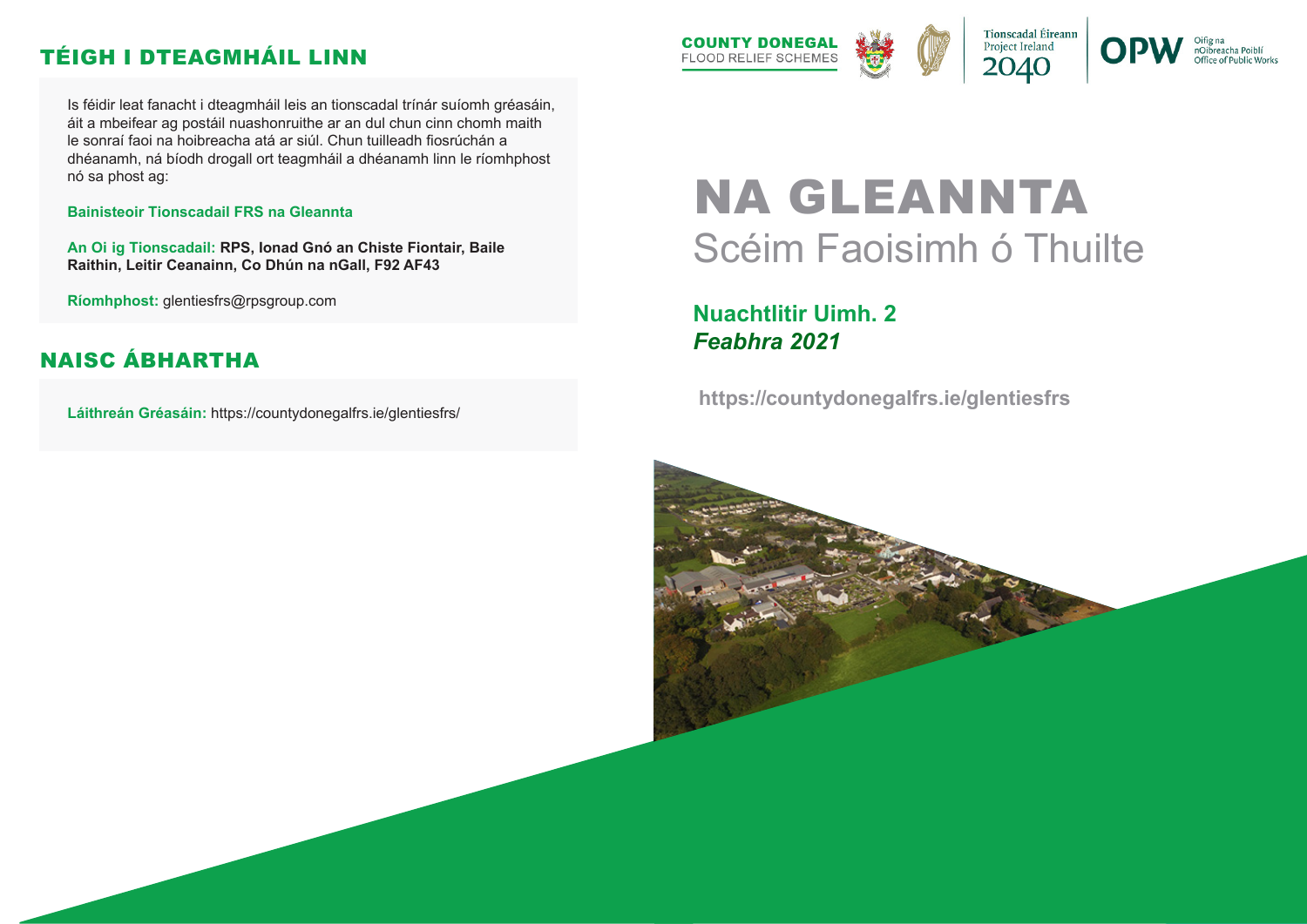## TÉIGH I DTEAGMHÁIL LINN

Is féidir leat fanacht i dteagmháil leis an tionscadal trínár suíomh gréasáin, áit a mbeifear ag postáil nuashonruithe ar an dul chun cinn chomh maith le sonraí faoi na hoibreacha atá ar siúl. Chun tuilleadh fiosrúchán a dhéanamh, ná bíodh drogall ort teagmháil a dhéanamh linn le ríomhphost nó sa phost ag:

**Bainisteoir Tionscadail FRS na Gleannta**

**An Oi ig Tionscadail:** **RPS, Ionad Gnó an Chiste Fiontair, Baile Raithin, Leitir Ceanainn, Co Dhún na nGall, F92 AF43**

**Ríomhphost:** glentiesfrs@rpsgroup.com

## NAISC ÁBHARTHA

**Láithreán Gréasáin:** https://countydonegalfrs.ie/glentiesfrs/

COUNTY DONEGAL FLOOD RELIEF SCHEMES

Tionscadal Éireann Project Ireland 2040

OPW Oifig na nOibreacha Poiblí Office of Public Works

# NA GLEANNTA

## Scéim Faoisimh ó Thuilte

**Nuachtlitir Uimh. 2**
***Feabhra 2021***

**https://countydonegalfrs.ie/glentiesfrs**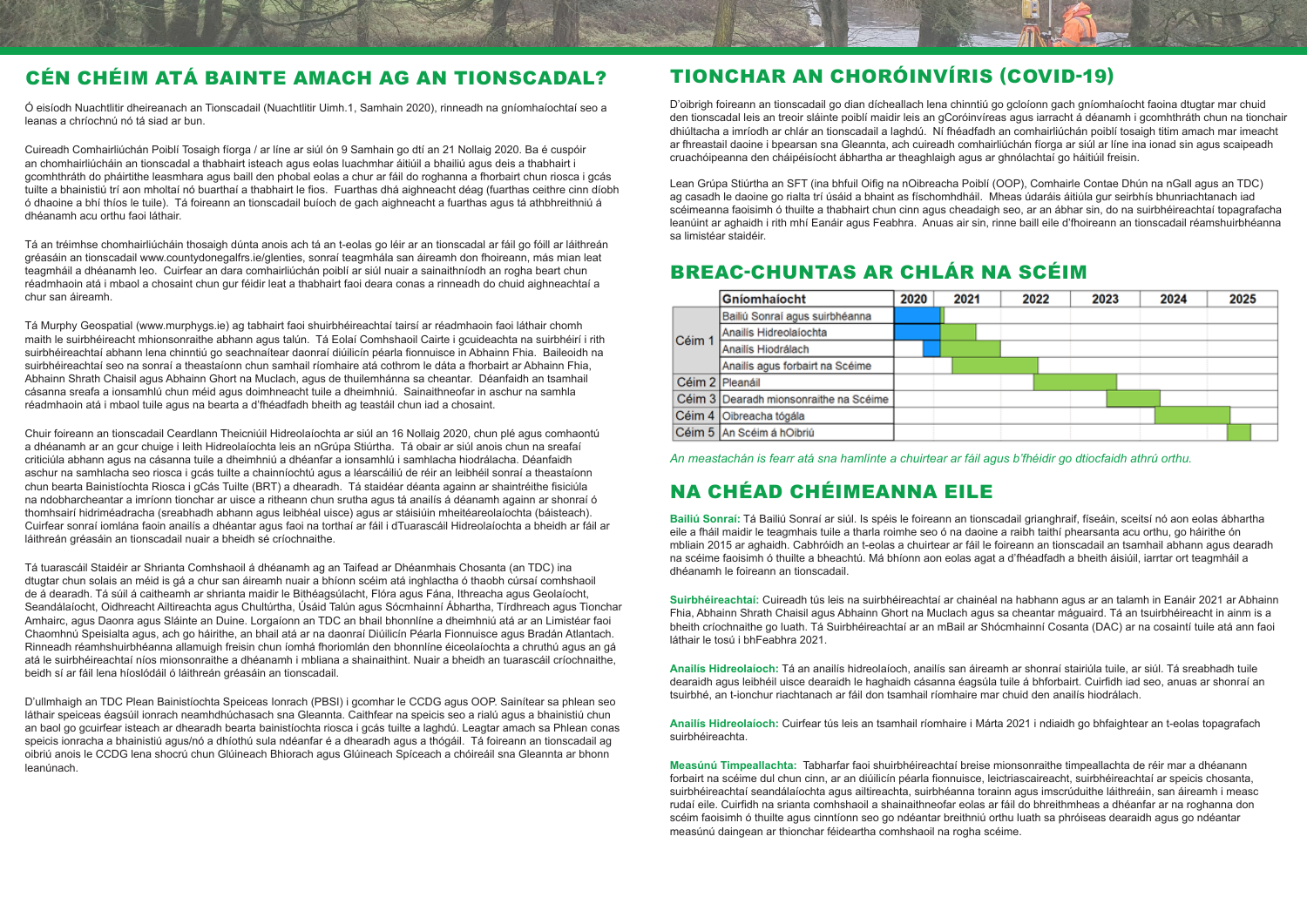## CÉN CHÉIM ATÁ BAINTE AMACH AG AN TIONSCADAL?

Ó eisíodh Nuachtlitir dheireanach an Tionscadail (Nuachtlitir Uimh.1, Samhain 2020), rinneadh na gníomhaíochtaí seo a leanas a chríochnú nó tá siad ar bun.

Cuireadh Comhairliúchán Poiblí Tosaigh fíorga / ar líne ar siúl ón 9 Samhain go dtí an 21 Nollaig 2020. Ba é cuspóir an chomhairliúcháin an tionscadal a thabhairt isteach agus eolas luachmhar áitiúil a bhailiú agus deis a thabhairt i gcomhthráth do pháirtithe leasmhara agus baill den phobal eolas a chur ar fáil do roghanna a fhorbairt chun riosca i gcás tuilte a bhainistiú trí aon mholtaí nó buarthaí a thabhairt le fios. Fuarthas dhá aighneacht déag (fuarthas ceithre cinn díobh ó dhaoine a bhí thíos le tuile). Tá foireann an tionscadail buíoch de gach aighneacht a fuarthas agus tá athbhreithniú á dhéanamh acu orthu faoi láthair.

Tá an tréimhse chomhairliúcháin thosaigh dúnta anois ach tá an t-eolas go léir ar an tionscadal ar fáil go fóill ar láithreán gréasáin an tionscadail www.countydonegalfrs.ie/glenties, sonraí teagmhála san áireamh don fhoireann, más mian leat teagmháil a dhéanamh leo. Cuirfear an dara comhairliúchán poiblí ar siúl nuair a sainaithníodh an rogha beart chun réadmhaoin atá i mbaol a chosaint chun gur féidir leat a thabhairt faoi deara conas a rinneadh do chuid aighneachtaí a chur san áireamh.

Tá Murphy Geospatial (www.murphygs.ie) ag tabhairt faoi shuirbhéireachtaí tairsí ar réadmhaoin faoi láthair chomh maith le suirbhéireacht mhionsonraithe abhann agus talún. Tá Eolaí Comhshaoil Cairte i gcuideachta na suirbhéirí i rith suirbhéireachtaí abhann lena chinntiú go seachnaítear daonraí diúilicín péarla fionnuisce in Abhainn Fhia. Baileoidh na suirbhéireachtaí seo na sonraí a theastaíonn chun samhail ríomhaire atá cothrom le dáta a fhorbairt ar Abhainn Fhia, Abhainn Shrath Chaisil agus Abhainn Ghort na Muclach, agus de thuilemhánna sa cheantar. Déanfaidh an tsamhail cásanna sreafa a ionsamhlú chun méid agus doimhneacht tuile a dheimhniú. Sainaithneofar in aschur na samhla réadmhaoin atá i mbaol tuile agus na bearta a d'fhéadfadh bheith ag teastáil chun iad a chosaint.

Chuir foireann an tionscadail Ceardlann Theicniúil Hidreolaíochta ar siúl an 16 Nollaig 2020, chun plé agus comhaontú a dhéanamh ar an gcur chuige i leith Hidreolaíochta leis an nGrúpa Stiúrtha. Tá obair ar siúl anois chun na sreafaí criticiúla abhann agus na cásanna tuile a dheimhniú a dhéanfar a ionsamhlú i samhlacha hiodrálacha. Déanfaidh aschur na samhlacha seo riosca i gcás tuilte a chainníochtú agus a léarscáiliú de réir an leibhéil sonraí a theastaíonn chun bearta Bainistíochta Riosca i gCás Tuilte (BRT) a dhearadh. Tá staidéar déanta againn ar shaintréithe fisiciúla na ndobharcheantar a imríonn tionchar ar uisce a ritheann chun srutha agus tá anailís á déanamh againn ar shonraí ó thomhsairí hidriméadracha (sreabhadh abhann agus leibhéal uisce) agus ar stáisiúin mheitéareolaíochta (báisteach). Cuirfear sonraí iomlána faoin anailís a dhéantar agus faoi na torthaí ar fáil i dTuarascáil Hidreolaíochta a bheidh ar fáil ar láithreán gréasáin an tionscadail nuair a bheidh sé críochnaithe.

Tá tuarascáil Staidéir ar Shrianta Comhshaoil á dhéanamh ag an Taifead ar Dhéanmhais Chosanta (an TDC) ina dtugtar chun solais an méid is gá a chur san áireamh nuair a bhíonn scéim atá inghlactha ó thaobh cúrsaí comhshaoil de á dearadh. Tá súil á caitheamh ar shrianta maidir le Bithéagsúlacht, Flóra agus Fána, Ithreacha agus Geolaíocht, Seandálaíocht, Oidhreacht Ailtireachta agus Chultúrtha, Úsáid Talún agus Sócmhainní Ábhartha, Tírdhreach agus Tionchar Amhairc, agus Daonra agus Sláinte an Duine. Lorgaíonn an TDC an bhail bhonnlíne a dheimhniú atá ar an Limistéar faoi Chaomhnú Speisialta agus, ach go háirithe, an bhail atá ar na daonraí Diúilicín Péarla Fionnuisce agus Bradán Atlantach. Rinneadh réamhshuirbhéanna allamuigh freisin chun íomhá fhoriomlán den bhonnlíne éiceolaíochta a chruthú agus an gá atá le suirbhéireachtaí níos mionsonraithe a dhéanamh i mbliana a shainaithint. Nuair a bheidh an tuarascáil críochnaithe, beidh sí ar fáil lena híoslódáil ó láithreán gréasáin an tionscadail.

D'ullmhaigh an TDC Plean Bainistíochta Speiceas Ionrach (PBSI) i gcomhar le CCDG agus OOP. Sainítear sa phlean seo láthair speiceas éagsúil ionrach neamhdhúchasach sna Gleanntaí. Caithfear na speicis seo a rialú agus a bhainistiú chun an baol go gcuirfear isteach ar dhearadh bearta bainistíochta riosca i gcás tuilte a laghdú. Leagtar amach sa Phlean conas speicis ionracha a bhainistiú agus/nó a dhíothú sula ndéanfar é a dhearadh agus a thógáil. Tá foireann an tionscadail ag oibriú anois le CCDG lena shocrú chun Glúineach Bhiorach agus Glúineach Spíceach a chóireáil sna Gleannta ar bhonn leanúnach.

## TIONCHAR AN CHORÓINVÍRIS (COVID-19)

D'oibrigh foireann an tionscadail go dian dícheallach lena chinntiú go gcloíonn gach gníomhaíocht faoina dtugtar mar chuid den tionscadal leis an treoir sláinte poiblí maidir leis an gCoróinvíreas agus iarracht á déanamh i gcomhthráth chun na tionchar dhiúltacha a imríodh ar chlár an tionscadail a laghdú. Ní fhéadfadh an comhairliúchán poiblí tosaigh titim amach mar imeacht ar fhreastail daoine i bpearsan sna Gleanntа, ach cuireadh comhairliúchán fíorga ar siúl ar líne ina ionad sin agus scaipeadh cruachóipeanna den cháipéisíocht ábhartha ar theaghlaigh agus ar ghnólachtaí go háitiúil freisin.

Lean Grúpa Stiúrtha an SFT (ina bhfuil Oifig na nOibreacha Poiblí (OOP), Comhairle Contae Dhún na nGall agus an TDC) ag casadh le daoine go rialta trí úsáid a bhaint as físchomhdháil. Mheas údaráis áitiúla gur seirbhís bhunriachtanach iad scéimeanna faoisimh ó thuilte a thabhairt chun cinn agus cheadaigh seo, ar an ábhar sin, do na suirbhéireachtaí topagrafacha leanúint ar aghaidh i rith mhí Eanáir agus Feabhra. Anuas air sin, rinne baill eile d'fhoireann an tionscadail réamhshuirbhéanna sa limistéar staidéir.

## BREAC-CHUNTAS AR CHLÁR NA SCÉIM

| | Gníomhaíocht | 2020 | 2021 | 2022 | 2023 | 2024 | 2025 |
|---|---|---|---|---|---|---|---|
| Céim 1 | Bailiú Sonraí agus suirbhéanna | | | | | | |
| | Anailís Hidreolaíochta | | | | | | |
| | Anailís Hiodrálach | | | | | | |
| | Anailís agus forbairt na Scéime | | | | | | |
| Céim 2 | Pleanáil | | | | | | |
| Céim 3 | Dearadh mionsonraithe na Scéime | | | | | | |
| Céim 4 | Oibreacha tógála | | | | | | |
| Céim 5 | An Scéim á hOibriú | | | | | | |

*An meastachán is fearr atá sna hamlínte a chuirtear ar fáil agus b'fhéidir go dtiocfaidh athrú orthu.*

## NA CHÉAD CHÉIMEANNA EILE

**Bailiú Sonraí:** Tá Bailiú Sonraí ar siúl. Is spéis le foireann an tionscadail grianghraif, físeáin, sceitsí nó aon eolas ábhartha eile a fháil maidir le teagmhais tuile a tharla roimhe seo ó na daoine a raibh taithí phearsanta acu orthu, go háirithe ón mbliain 2015 ar aghaidh. Cabhróidh an t-eolas a chuirtear ar fáil le foireann an tionscadail an tsamhail abhann agus dearadh na scéime faoisimh ó thuilte a bheachtú. Má bhíonn aon eolas agat a d'fhéadfadh a bheith áisiúil, iarrtar ort teagmháil a dhéanamh le foireann an tionscadail.

**Suirbhéireachtaí:** Cuireadh tús leis na suirbhéireachtaí ar chainéal na habhann agus ar an talamh in Eanáir 2021 ar Abhainn Fhia, Abhainn Shrath Chaisil agus Abhainn Ghort na Muclach agus sa cheantar máguaird. Tá an tsuirbhéireacht in ainm is a bheith críochnaithe go luath. Tá Suirbhéireachtaí ar an mBail ar Shócmhainní Cosanta (DAC) ar na cosaintí tuile atá ann faoi láthair le tosú i bhFeabhra 2021.

**Anailís Hidreolaíoch:** Tá an anailís hidreolaíoch, anailís san áireamh ar shonraí stairiúla tuile, ar siúl. Tá sreabhadh tuile dearaidh agus leibhéil uisce dearaidh le haghaidh cásanna éagsúla tuile á bhforbairt. Cuirfidh iad seo, anuas ar shonraí an tsuirbhé, an t-ionchur riachtanach ar fáil don tsamhail ríomhaire mar chuid den anailís hiodrálach.

**Anailís Hidreolaíoch:** Cuirfear tús leis an tsamhail ríomhaire i Márta 2021 i ndiaidh go bhfaightear an t-eolas topagrafach suirbhéireachta.

**Measúnú Timpeallachta:** Tabharfar faoi shuirbhéireachtaí breise mionsonraithe timpeallachta de réir mar a dhéanann forbairt na scéime dul chun cinn, ar an diúilicín péarla fionnuisce, leictriascaireacht, suirbhéireachtaí ar speicis chosanta, suirbhéireachtaí seandálaíochta agus ailtireachta, suirbhéanna torainn agus imscrúduithe láithreáin, san áireamh i measc rudaí eile. Cuirfidh na srianta comhshaoil a shainaithneofar eolas ar fáil do bhreithmheas a dhéanfar ar na roghanna don scéim faoisimh ó thuilte agus cinntíonn seo go ndéantar breithniú orthu luath sa phróiseas dearaidh agus go ndéantar measúnú daingean ar thionchar féideartha comhshaoil na rogha scéime.